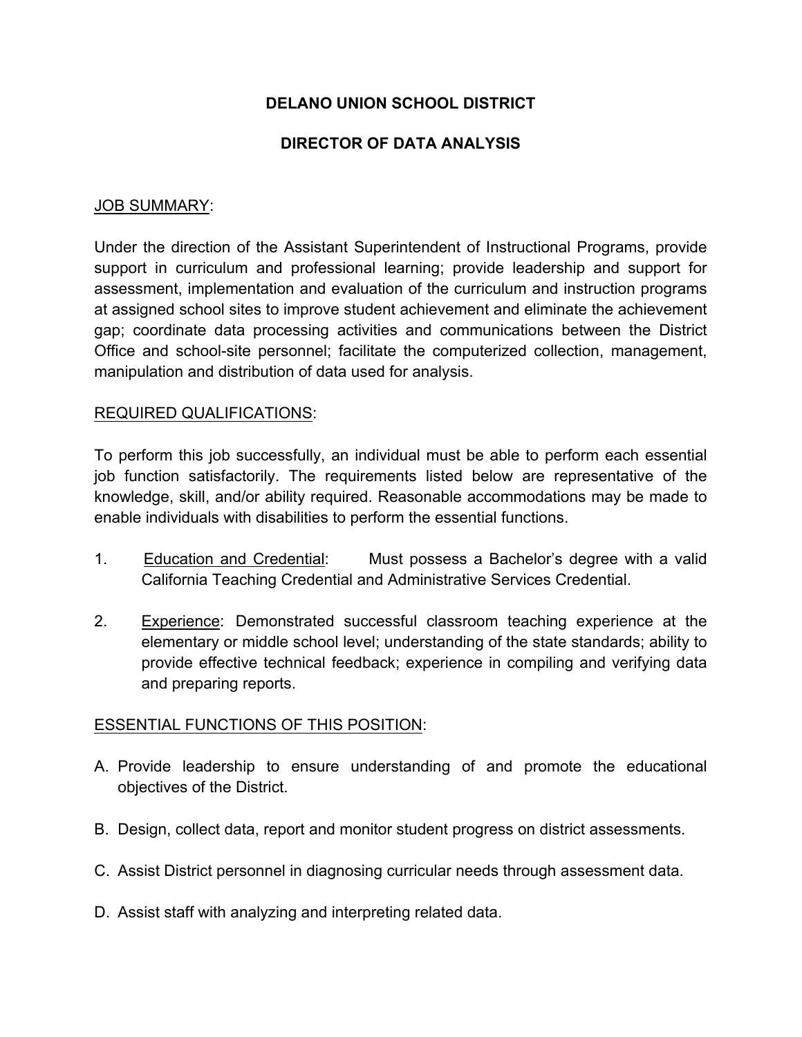# DELANO UNION SCHOOL DISTRICT

## DIRECTOR OF DATA ANALYSIS

JOB SUMMARY:

Under the direction of the Assistant Superintendent of Instructional Programs, provide support in curriculum and professional learning; provide leadership and support for assessment, implementation and evaluation of the curriculum and instruction programs at assigned school sites to improve student achievement and eliminate the achievement gap; coordinate data processing activities and communications between the District Office and school-site personnel; facilitate the computerized collection, management, manipulation and distribution of data used for analysis.

REQUIRED QUALIFICATIONS:

To perform this job successfully, an individual must be able to perform each essential job function satisfactorily. The requirements listed below are representative of the knowledge, skill, and/or ability required. Reasonable accommodations may be made to enable individuals with disabilities to perform the essential functions.

1. Education and Credential: Must possess a Bachelor's degree with a valid California Teaching Credential and Administrative Services Credential.

2. Experience: Demonstrated successful classroom teaching experience at the elementary or middle school level; understanding of the state standards; ability to provide effective technical feedback; experience in compiling and verifying data and preparing reports.

ESSENTIAL FUNCTIONS OF THIS POSITION:

A. Provide leadership to ensure understanding of and promote the educational objectives of the District.

B. Design, collect data, report and monitor student progress on district assessments.

C. Assist District personnel in diagnosing curricular needs through assessment data.

D. Assist staff with analyzing and interpreting related data.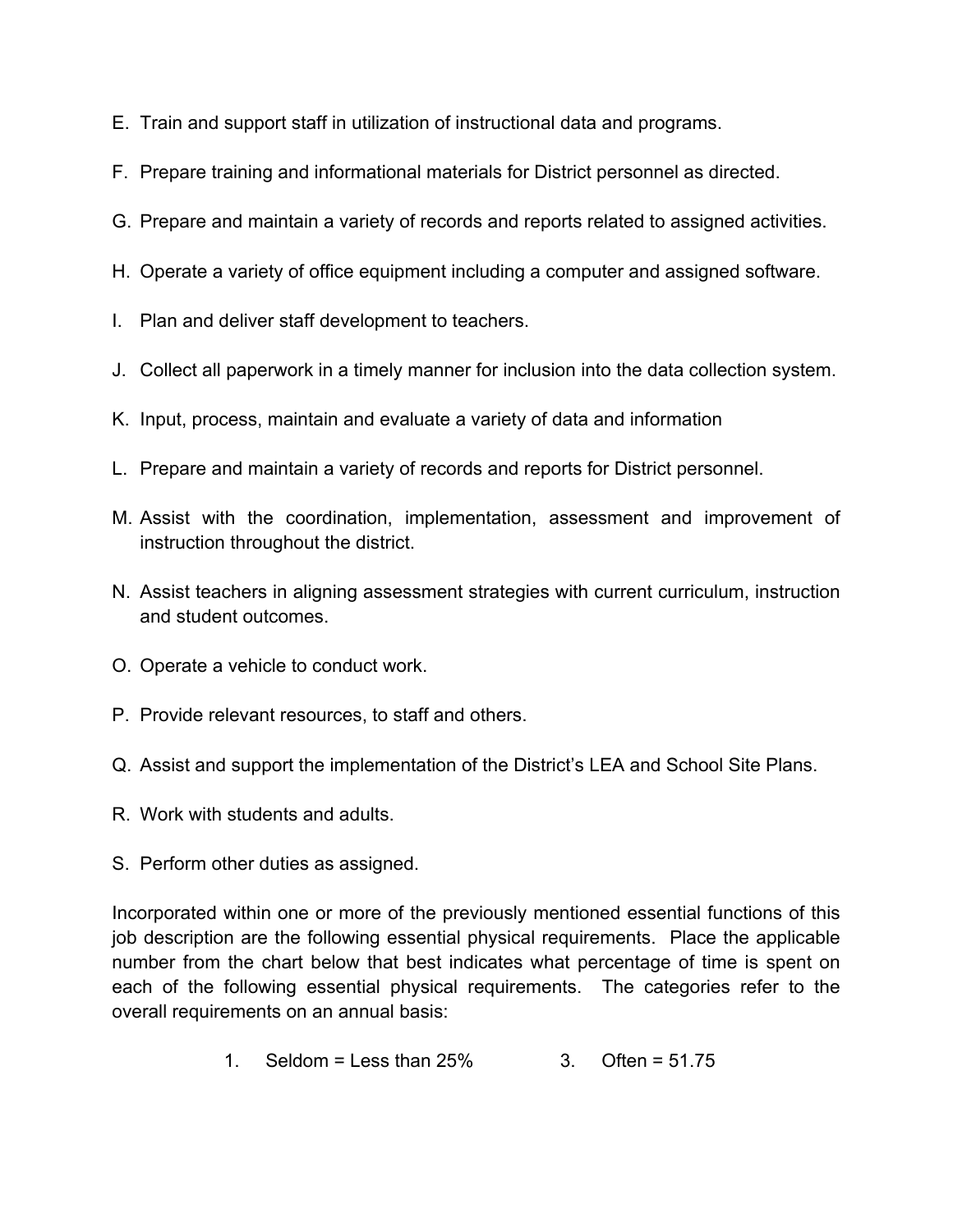E. Train and support staff in utilization of instructional data and programs.

F. Prepare training and informational materials for District personnel as directed.

G. Prepare and maintain a variety of records and reports related to assigned activities.

H. Operate a variety of office equipment including a computer and assigned software.

I. Plan and deliver staff development to teachers.

J. Collect all paperwork in a timely manner for inclusion into the data collection system.

K. Input, process, maintain and evaluate a variety of data and information

L. Prepare and maintain a variety of records and reports for District personnel.

M. Assist with the coordination, implementation, assessment and improvement of instruction throughout the district.

N. Assist teachers in aligning assessment strategies with current curriculum, instruction and student outcomes.

O. Operate a vehicle to conduct work.

P. Provide relevant resources, to staff and others.

Q. Assist and support the implementation of the District's LEA and School Site Plans.

R. Work with students and adults.

S. Perform other duties as assigned.

Incorporated within one or more of the previously mentioned essential functions of this job description are the following essential physical requirements. Place the applicable number from the chart below that best indicates what percentage of time is spent on each of the following essential physical requirements. The categories refer to the overall requirements on an annual basis:

1. Seldom = Less than 25% &nbsp;&nbsp;&nbsp;&nbsp;&nbsp;&nbsp; 3. Often = 51.75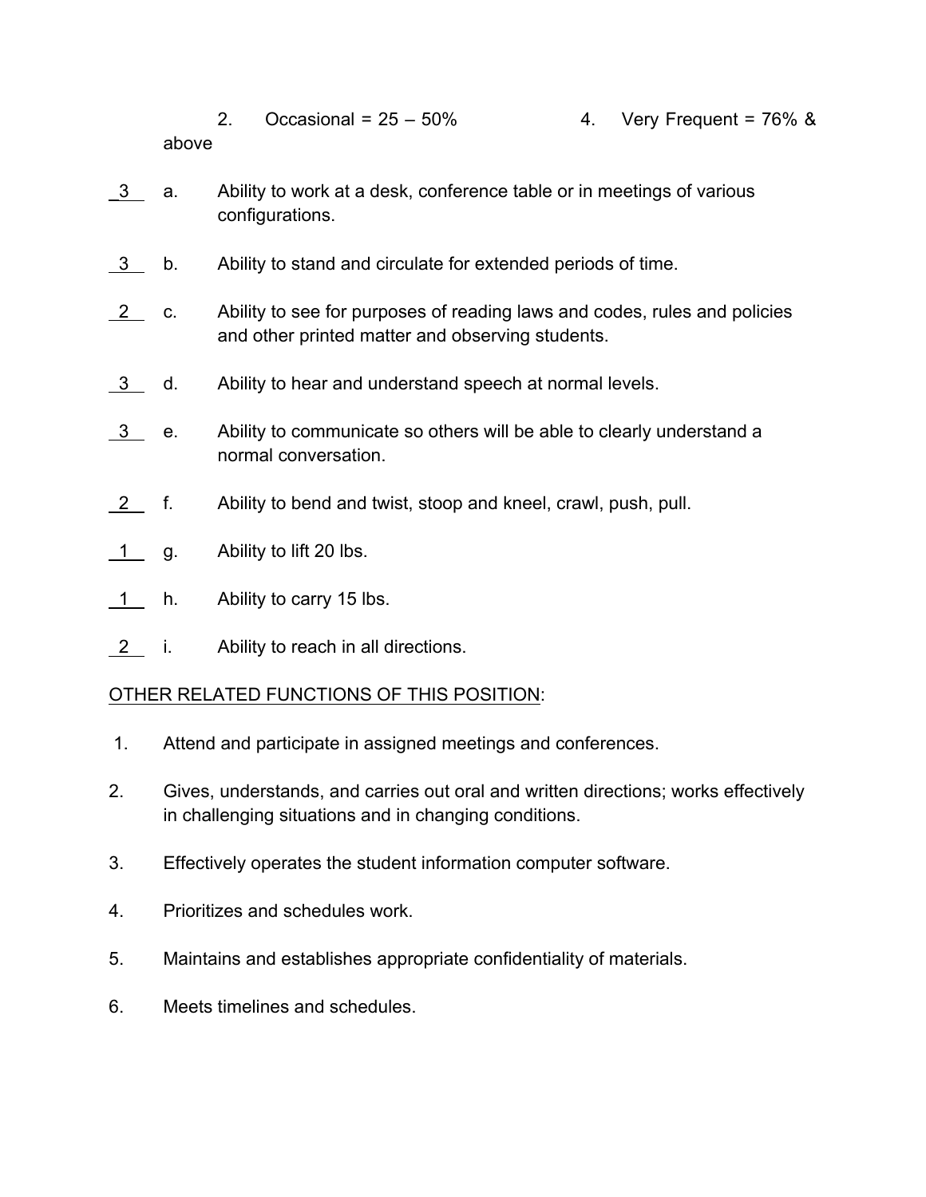2. Occasional = 25 – 50%     4. Very Frequent = 76% & above

_3_ a. Ability to work at a desk, conference table or in meetings of various configurations.

_3_ b. Ability to stand and circulate for extended periods of time.

_2_ c. Ability to see for purposes of reading laws and codes, rules and policies and other printed matter and observing students.

_3_ d. Ability to hear and understand speech at normal levels.

_3_ e. Ability to communicate so others will be able to clearly understand a normal conversation.

_2_ f. Ability to bend and twist, stoop and kneel, crawl, push, pull.

_1_ g. Ability to lift 20 lbs.

_1_ h. Ability to carry 15 lbs.

_2_ i. Ability to reach in all directions.

<u>OTHER RELATED FUNCTIONS OF THIS POSITION</u>:

1. Attend and participate in assigned meetings and conferences.
2. Gives, understands, and carries out oral and written directions; works effectively in challenging situations and in changing conditions.
3. Effectively operates the student information computer software.
4. Prioritizes and schedules work.
5. Maintains and establishes appropriate confidentiality of materials.
6. Meets timelines and schedules.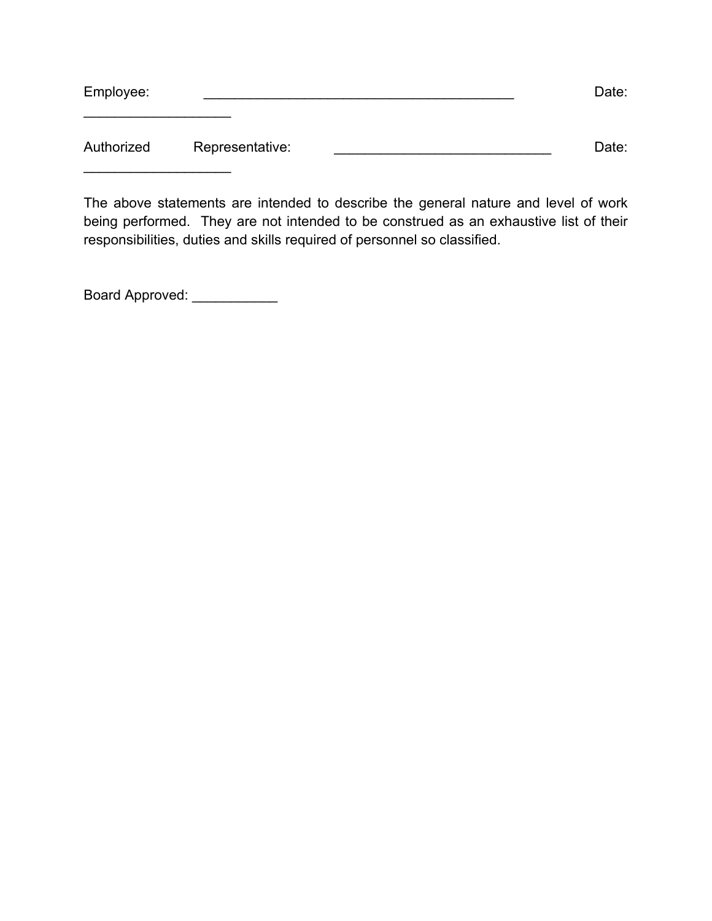Employee: ________________________________________ Date: ___________________

Authorized Representative: ____________________________ Date: ___________________

The above statements are intended to describe the general nature and level of work being performed. They are not intended to be construed as an exhaustive list of their responsibilities, duties and skills required of personnel so classified.

Board Approved: ___________